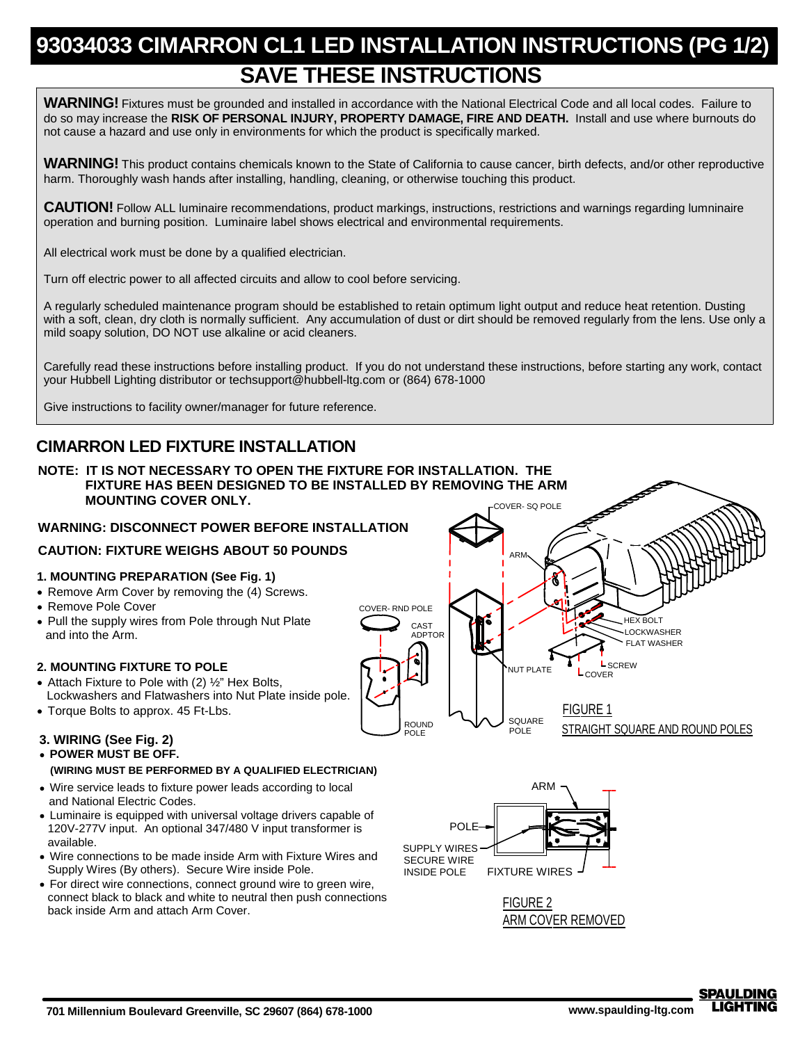# 93034033 CIMARRON CL1 LED INSTALLATION INSTRUCTIONS (PG 1/2)

## SAVE THESE INSTRUCTIONS

**WARNING!** Fixtures must be grounded and installed in accordance with the National Electrical Code and all local codes. Failure to do so may increase the **RISK OF PERSONAL INJURY, PROPERTY DAMAGE, FIRE AND DEATH.** Install and use where burnouts do not cause a hazard and use only in environments for which the product is specifically marked.

**WARNING!** This product contains chemicals known to the State of California to cause cancer, birth defects, and/or other reproductive harm. Thoroughly wash hands after installing, handling, cleaning, or otherwise touching this product.

**CAUTION!** Follow ALL luminaire recommendations, product markings, instructions, restrictions and warnings regarding lumninaire operation and burning position. Luminaire label shows electrical and environmental requirements.

All electrical work must be done by a qualified electrician.

Turn off electric power to all affected circuits and allow to cool before servicing.

A regularly scheduled maintenance program should be established to retain optimum light output and reduce heat retention. Dusting with a soft, clean, dry cloth is normally sufficient. Any accumulation of dust or dirt should be removed regularly from the lens. Use only a mild soapy solution, DO NOT use alkaline or acid cleaners.

Carefully read these instructions before installing product. If you do not understand these instructions, before starting any work, contact your Hubbell Lighting distributor or techsupport@hubbell-ltg.com or (864) 678-1000

Give instructions to facility owner/manager for future reference.

## CIMARRON LED FIXTURE INSTALLATION

**NOTE: IT IS NOT NECESSARY TO OPEN THE FIXTURE FOR INSTALLATION. THE FIXTURE HAS BEEN DESIGNED TO BE INSTALLED BY REMOVING THE ARM MOUNTING COVER ONLY.**

**WARNING: DISCONNECT POWER BEFORE INSTALLATION**

**CAUTION: FIXTURE WEIGHS ABOUT 50 POUNDS**

### 1. MOUNTING PREPARATION (See Fig. 1)

- Remove Arm Cover by removing the (4) Screws.
- Remove Pole Cover
- Pull the supply wires from Pole through Nut Plate and into the Arm.

### 2. MOUNTING FIXTURE TO POLE

- Attach Fixture to Pole with (2) ½" Hex Bolts, Lockwashers and Flatwashers into Nut Plate inside pole.
- Torque Bolts to approx. 45 Ft-Lbs.

### 3. WIRING (See Fig. 2)

- **POWER MUST BE OFF.**
  **(WIRING MUST BE PERFORMED BY A QUALIFIED ELECTRICIAN)**
- Wire service leads to fixture power leads according to local and National Electric Codes.
- Luminaire is equipped with universal voltage drivers capable of 120V-277V input. An optional 347/480 V input transformer is available.
- Wire connections to be made inside Arm with Fixture Wires and Supply Wires (By others). Secure Wire inside Pole.
- For direct wire connections, connect ground wire to green wire, connect black to black and white to neutral then push connections back inside Arm and attach Arm Cover.

COVER- SQ POLE, ARM, COVER- RND POLE, CAST ADPTOR, HEX BOLT, LOCKWASHER, FLAT WASHER, SCREW, COVER, NUT PLATE, ROUND POLE, SQUARE POLE

FIGURE 1
STRAIGHT SQUARE AND ROUND POLES

ARM, POLE, SUPPLY WIRES SECURE WIRE INSIDE POLE, FIXTURE WIRES

FIGURE 2
ARM COVER REMOVED

701 Millennium Boulevard Greenville, SC 29607 (864) 678-1000 www.spaulding-ltg.com SPAULDING LIGHTING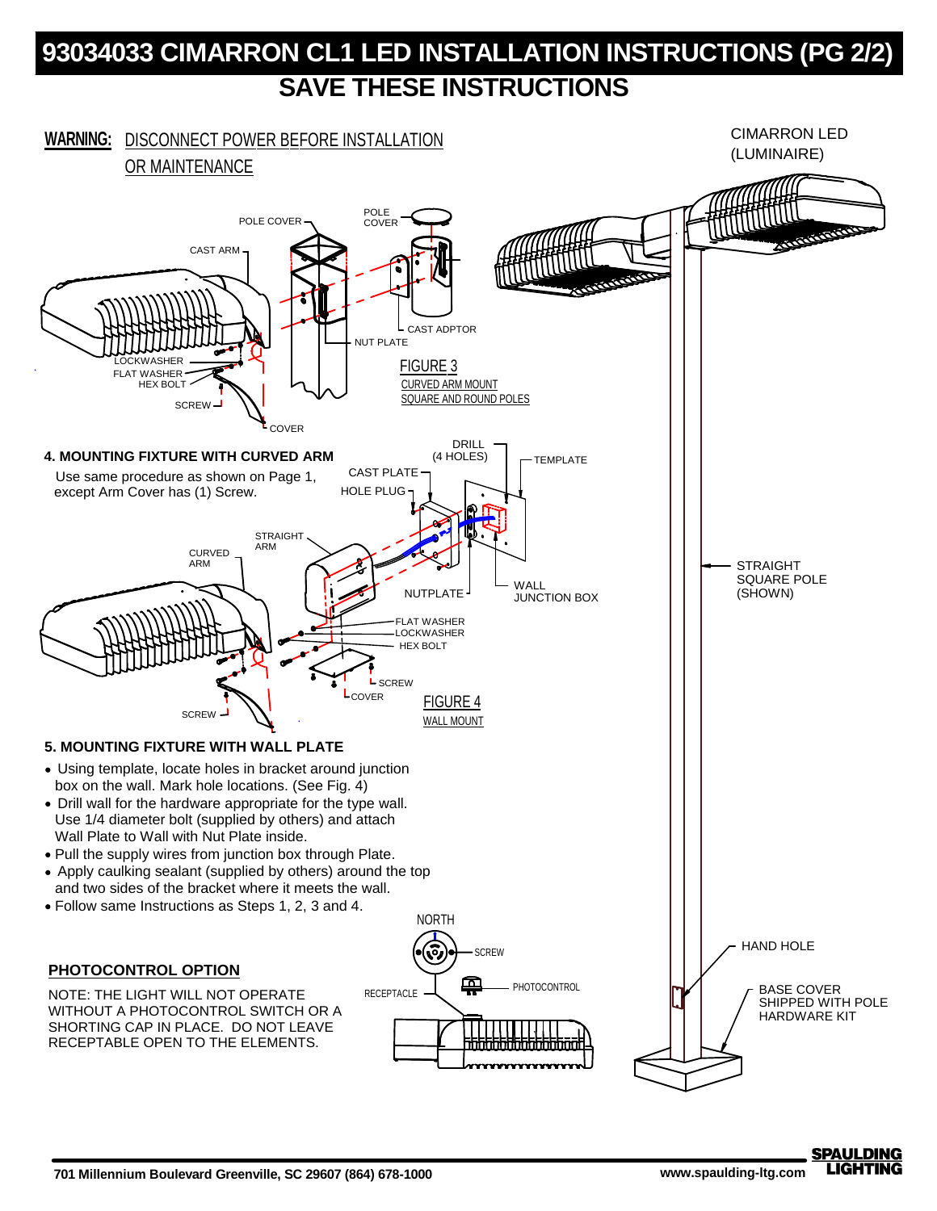# 93034033 CIMARRON CL1 LED INSTALLATION INSTRUCTIONS (PG 2/2)

## SAVE THESE INSTRUCTIONS

**WARNING:** DISCONNECT POWER BEFORE INSTALLATION OR MAINTENANCE

CIMARRON LED (LUMINAIRE)

POLE COVER
POLE COVER
CAST ARM
CAST ADPTOR
NUT PLATE
LOCKWASHER
FLAT WASHER
HEX BOLT
SCREW
COVER

FIGURE 3
CURVED ARM MOUNT
SQUARE AND ROUND POLES

### 4. MOUNTING FIXTURE WITH CURVED ARM

Use same procedure as shown on Page 1, except Arm Cover has (1) Screw.

DRILL (4 HOLES)
TEMPLATE
CAST PLATE
HOLE PLUG
STRAIGHT ARM
CURVED ARM
NUTPLATE
WALL JUNCTION BOX
FLAT WASHER
LOCKWASHER
HEX BOLT
SCREW
COVER
SCREW

FIGURE 4
WALL MOUNT

STRAIGHT SQUARE POLE (SHOWN)

### 5. MOUNTING FIXTURE WITH WALL PLATE

- Using template, locate holes in bracket around junction box on the wall. Mark hole locations. (See Fig. 4)
- Drill wall for the hardware appropriate for the type wall. Use 1/4 diameter bolt (supplied by others) and attach Wall Plate to Wall with Nut Plate inside.
- Pull the supply wires from junction box through Plate.
- Apply caulking sealant (supplied by others) around the top and two sides of the bracket where it meets the wall.
- Follow same Instructions as Steps 1, 2, 3 and 4.

### PHOTOCONTROL OPTION

NOTE: THE LIGHT WILL NOT OPERATE WITHOUT A PHOTOCONTROL SWITCH OR A SHORTING CAP IN PLACE. DO NOT LEAVE RECEPTABLE OPEN TO THE ELEMENTS.

NORTH
SCREW
RECEPTACLE
PHOTOCONTROL

HAND HOLE
BASE COVER SHIPPED WITH POLE HARDWARE KIT

701 Millennium Boulevard Greenville, SC 29607 (864) 678-1000
www.spaulding-ltg.com
SPAULDING LIGHTING